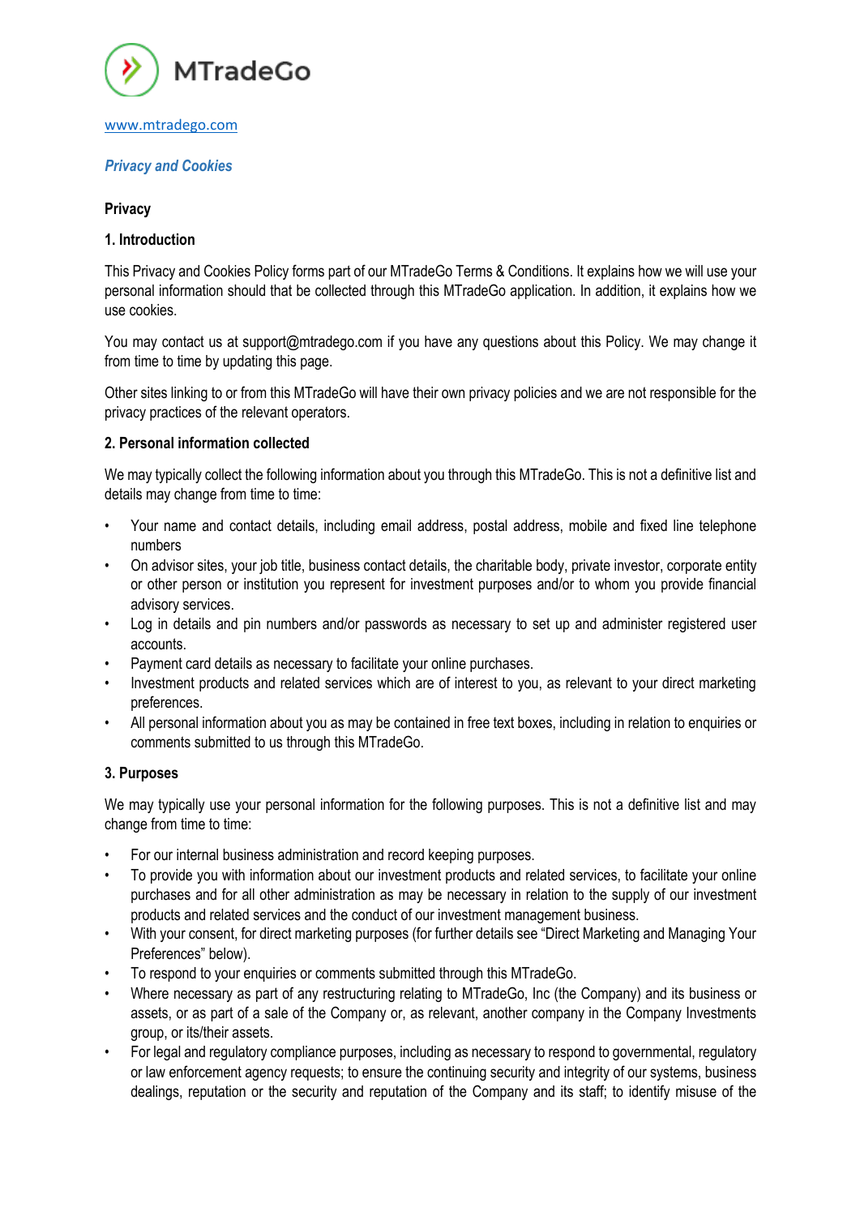MTradeGo

www.mtradego.com

***Privacy and Cookies***

## Privacy

### 1. Introduction

This Privacy and Cookies Policy forms part of our MTradeGo Terms & Conditions. It explains how we will use your personal information should that be collected through this MTradeGo application. In addition, it explains how we use cookies.

You may contact us at support@mtradego.com if you have any questions about this Policy. We may change it from time to time by updating this page.

Other sites linking to or from this MTradeGo will have their own privacy policies and we are not responsible for the privacy practices of the relevant operators.

### 2. Personal information collected

We may typically collect the following information about you through this MTradeGo. This is not a definitive list and details may change from time to time:

- Your name and contact details, including email address, postal address, mobile and fixed line telephone numbers
- On advisor sites, your job title, business contact details, the charitable body, private investor, corporate entity or other person or institution you represent for investment purposes and/or to whom you provide financial advisory services.
- Log in details and pin numbers and/or passwords as necessary to set up and administer registered user accounts.
- Payment card details as necessary to facilitate your online purchases.
- Investment products and related services which are of interest to you, as relevant to your direct marketing preferences.
- All personal information about you as may be contained in free text boxes, including in relation to enquiries or comments submitted to us through this MTradeGo.

### 3. Purposes

We may typically use your personal information for the following purposes. This is not a definitive list and may change from time to time:

- For our internal business administration and record keeping purposes.
- To provide you with information about our investment products and related services, to facilitate your online purchases and for all other administration as may be necessary in relation to the supply of our investment products and related services and the conduct of our investment management business.
- With your consent, for direct marketing purposes (for further details see "Direct Marketing and Managing Your Preferences" below).
- To respond to your enquiries or comments submitted through this MTradeGo.
- Where necessary as part of any restructuring relating to MTradeGo, Inc (the Company) and its business or assets, or as part of a sale of the Company or, as relevant, another company in the Company Investments group, or its/their assets.
- For legal and regulatory compliance purposes, including as necessary to respond to governmental, regulatory or law enforcement agency requests; to ensure the continuing security and integrity of our systems, business dealings, reputation or the security and reputation of the Company and its staff; to identify misuse of the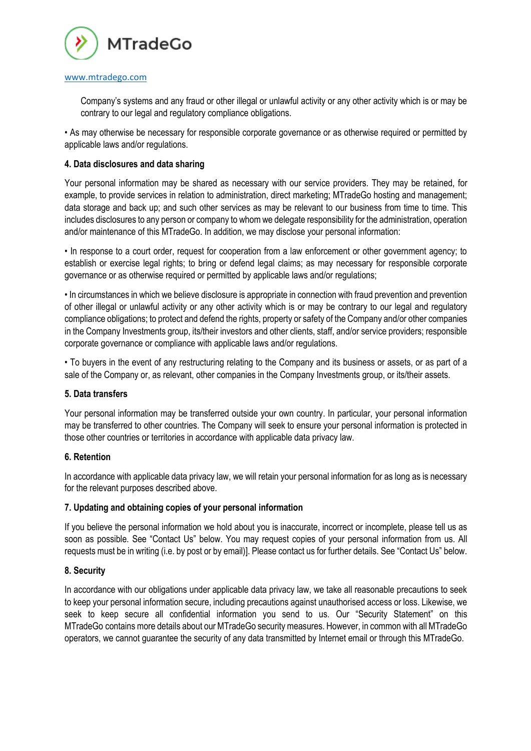Company's systems and any fraud or other illegal or unlawful activity or any other activity which is or may be contrary to our legal and regulatory compliance obligations.

• As may otherwise be necessary for responsible corporate governance or as otherwise required or permitted by applicable laws and/or regulations.

**4. Data disclosures and data sharing**

Your personal information may be shared as necessary with our service providers. They may be retained, for example, to provide services in relation to administration, direct marketing; MTradeGo hosting and management; data storage and back up; and such other services as may be relevant to our business from time to time. This includes disclosures to any person or company to whom we delegate responsibility for the administration, operation and/or maintenance of this MTradeGo. In addition, we may disclose your personal information:

• In response to a court order, request for cooperation from a law enforcement or other government agency; to establish or exercise legal rights; to bring or defend legal claims; as may necessary for responsible corporate governance or as otherwise required or permitted by applicable laws and/or regulations;

• In circumstances in which we believe disclosure is appropriate in connection with fraud prevention and prevention of other illegal or unlawful activity or any other activity which is or may be contrary to our legal and regulatory compliance obligations; to protect and defend the rights, property or safety of the Company and/or other companies in the Company Investments group, its/their investors and other clients, staff, and/or service providers; responsible corporate governance or compliance with applicable laws and/or regulations.

• To buyers in the event of any restructuring relating to the Company and its business or assets, or as part of a sale of the Company or, as relevant, other companies in the Company Investments group, or its/their assets.

**5. Data transfers**

Your personal information may be transferred outside your own country. In particular, your personal information may be transferred to other countries. The Company will seek to ensure your personal information is protected in those other countries or territories in accordance with applicable data privacy law.

**6. Retention**

In accordance with applicable data privacy law, we will retain your personal information for as long as is necessary for the relevant purposes described above.

**7. Updating and obtaining copies of your personal information**

If you believe the personal information we hold about you is inaccurate, incorrect or incomplete, please tell us as soon as possible. See "Contact Us" below. You may request copies of your personal information from us. All requests must be in writing (i.e. by post or by email)]. Please contact us for further details. See "Contact Us" below.

**8. Security**

In accordance with our obligations under applicable data privacy law, we take all reasonable precautions to seek to keep your personal information secure, including precautions against unauthorised access or loss. Likewise, we seek to keep secure all confidential information you send to us. Our "Security Statement" on this MTradeGo contains more details about our MTradeGo security measures. However, in common with all MTradeGo operators, we cannot guarantee the security of any data transmitted by Internet email or through this MTradeGo.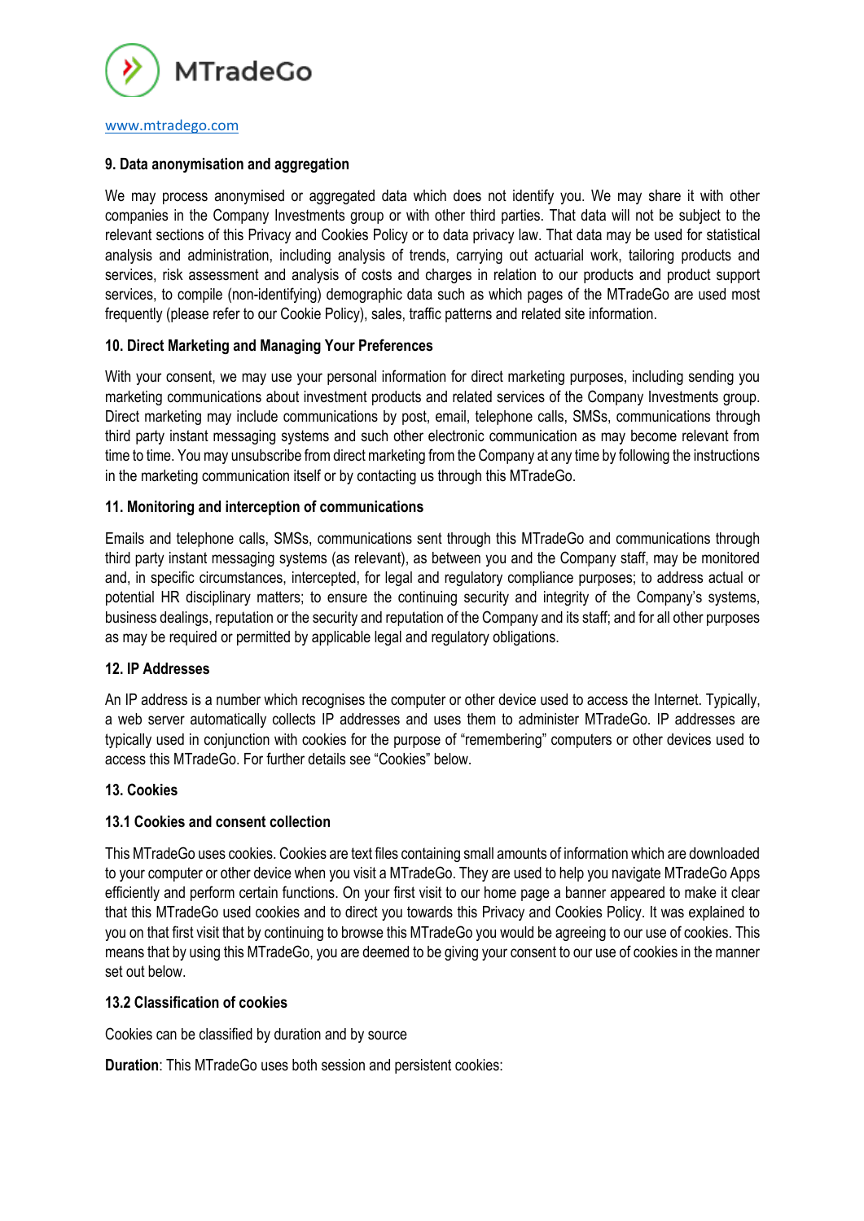### 9. Data anonymisation and aggregation

We may process anonymised or aggregated data which does not identify you. We may share it with other companies in the Company Investments group or with other third parties. That data will not be subject to the relevant sections of this Privacy and Cookies Policy or to data privacy law. That data may be used for statistical analysis and administration, including analysis of trends, carrying out actuarial work, tailoring products and services, risk assessment and analysis of costs and charges in relation to our products and product support services, to compile (non-identifying) demographic data such as which pages of the MTradeGo are used most frequently (please refer to our Cookie Policy), sales, traffic patterns and related site information.

### 10. Direct Marketing and Managing Your Preferences

With your consent, we may use your personal information for direct marketing purposes, including sending you marketing communications about investment products and related services of the Company Investments group. Direct marketing may include communications by post, email, telephone calls, SMSs, communications through third party instant messaging systems and such other electronic communication as may become relevant from time to time. You may unsubscribe from direct marketing from the Company at any time by following the instructions in the marketing communication itself or by contacting us through this MTradeGo.

### 11. Monitoring and interception of communications

Emails and telephone calls, SMSs, communications sent through this MTradeGo and communications through third party instant messaging systems (as relevant), as between you and the Company staff, may be monitored and, in specific circumstances, intercepted, for legal and regulatory compliance purposes; to address actual or potential HR disciplinary matters; to ensure the continuing security and integrity of the Company's systems, business dealings, reputation or the security and reputation of the Company and its staff; and for all other purposes as may be required or permitted by applicable legal and regulatory obligations.

### 12. IP Addresses

An IP address is a number which recognises the computer or other device used to access the Internet. Typically, a web server automatically collects IP addresses and uses them to administer MTradeGo. IP addresses are typically used in conjunction with cookies for the purpose of "remembering" computers or other devices used to access this MTradeGo. For further details see "Cookies" below.

### 13. Cookies

#### 13.1 Cookies and consent collection

This MTradeGo uses cookies. Cookies are text files containing small amounts of information which are downloaded to your computer or other device when you visit a MTradeGo. They are used to help you navigate MTradeGo Apps efficiently and perform certain functions. On your first visit to our home page a banner appeared to make it clear that this MTradeGo used cookies and to direct you towards this Privacy and Cookies Policy. It was explained to you on that first visit that by continuing to browse this MTradeGo you would be agreeing to our use of cookies. This means that by using this MTradeGo, you are deemed to be giving your consent to our use of cookies in the manner set out below.

#### 13.2 Classification of cookies

Cookies can be classified by duration and by source

**Duration**: This MTradeGo uses both session and persistent cookies: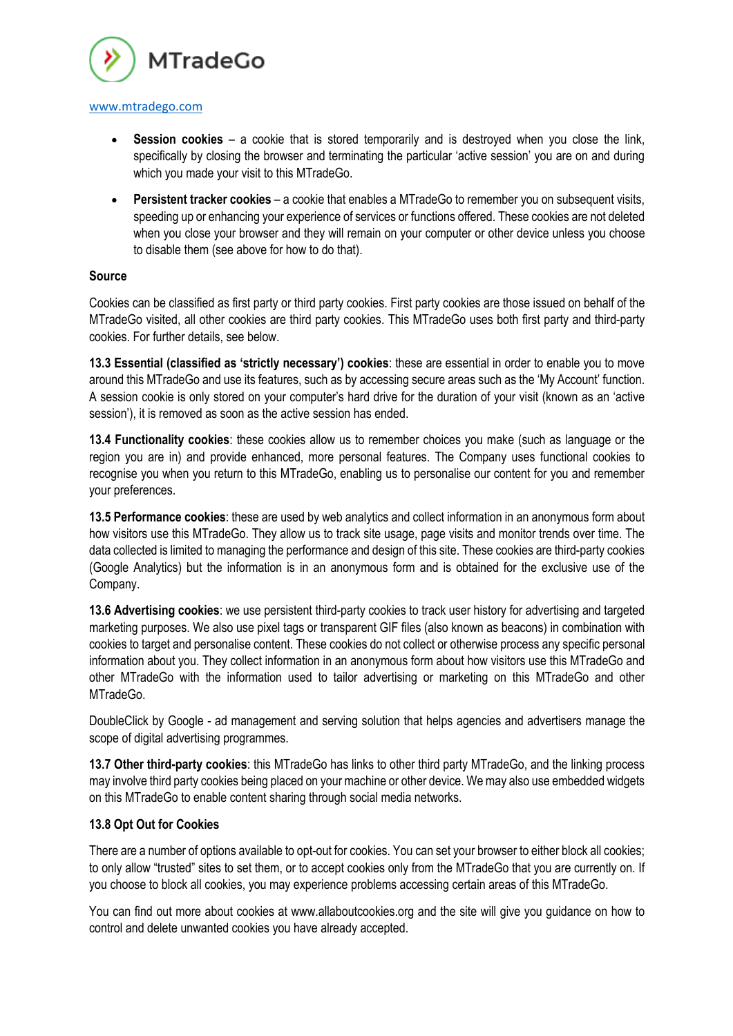- **Session cookies** – a cookie that is stored temporarily and is destroyed when you close the link, specifically by closing the browser and terminating the particular 'active session' you are on and during which you made your visit to this MTradeGo.
- **Persistent tracker cookies** – a cookie that enables a MTradeGo to remember you on subsequent visits, speeding up or enhancing your experience of services or functions offered. These cookies are not deleted when you close your browser and they will remain on your computer or other device unless you choose to disable them (see above for how to do that).

**Source**

Cookies can be classified as first party or third party cookies. First party cookies are those issued on behalf of the MTradeGo visited, all other cookies are third party cookies. This MTradeGo uses both first party and third-party cookies. For further details, see below.

**13.3 Essential (classified as 'strictly necessary') cookies**: these are essential in order to enable you to move around this MTradeGo and use its features, such as by accessing secure areas such as the 'My Account' function. A session cookie is only stored on your computer's hard drive for the duration of your visit (known as an 'active session'), it is removed as soon as the active session has ended.

**13.4 Functionality cookies**: these cookies allow us to remember choices you make (such as language or the region you are in) and provide enhanced, more personal features. The Company uses functional cookies to recognise you when you return to this MTradeGo, enabling us to personalise our content for you and remember your preferences.

**13.5 Performance cookies**: these are used by web analytics and collect information in an anonymous form about how visitors use this MTradeGo. They allow us to track site usage, page visits and monitor trends over time. The data collected is limited to managing the performance and design of this site. These cookies are third-party cookies (Google Analytics) but the information is in an anonymous form and is obtained for the exclusive use of the Company.

**13.6 Advertising cookies**: we use persistent third-party cookies to track user history for advertising and targeted marketing purposes. We also use pixel tags or transparent GIF files (also known as beacons) in combination with cookies to target and personalise content. These cookies do not collect or otherwise process any specific personal information about you. They collect information in an anonymous form about how visitors use this MTradeGo and other MTradeGo with the information used to tailor advertising or marketing on this MTradeGo and other MTradeGo.

DoubleClick by Google - ad management and serving solution that helps agencies and advertisers manage the scope of digital advertising programmes.

**13.7 Other third-party cookies**: this MTradeGo has links to other third party MTradeGo, and the linking process may involve third party cookies being placed on your machine or other device. We may also use embedded widgets on this MTradeGo to enable content sharing through social media networks.

**13.8 Opt Out for Cookies**

There are a number of options available to opt-out for cookies. You can set your browser to either block all cookies; to only allow "trusted" sites to set them, or to accept cookies only from the MTradeGo that you are currently on. If you choose to block all cookies, you may experience problems accessing certain areas of this MTradeGo.

You can find out more about cookies at www.allaboutcookies.org and the site will give you guidance on how to control and delete unwanted cookies you have already accepted.